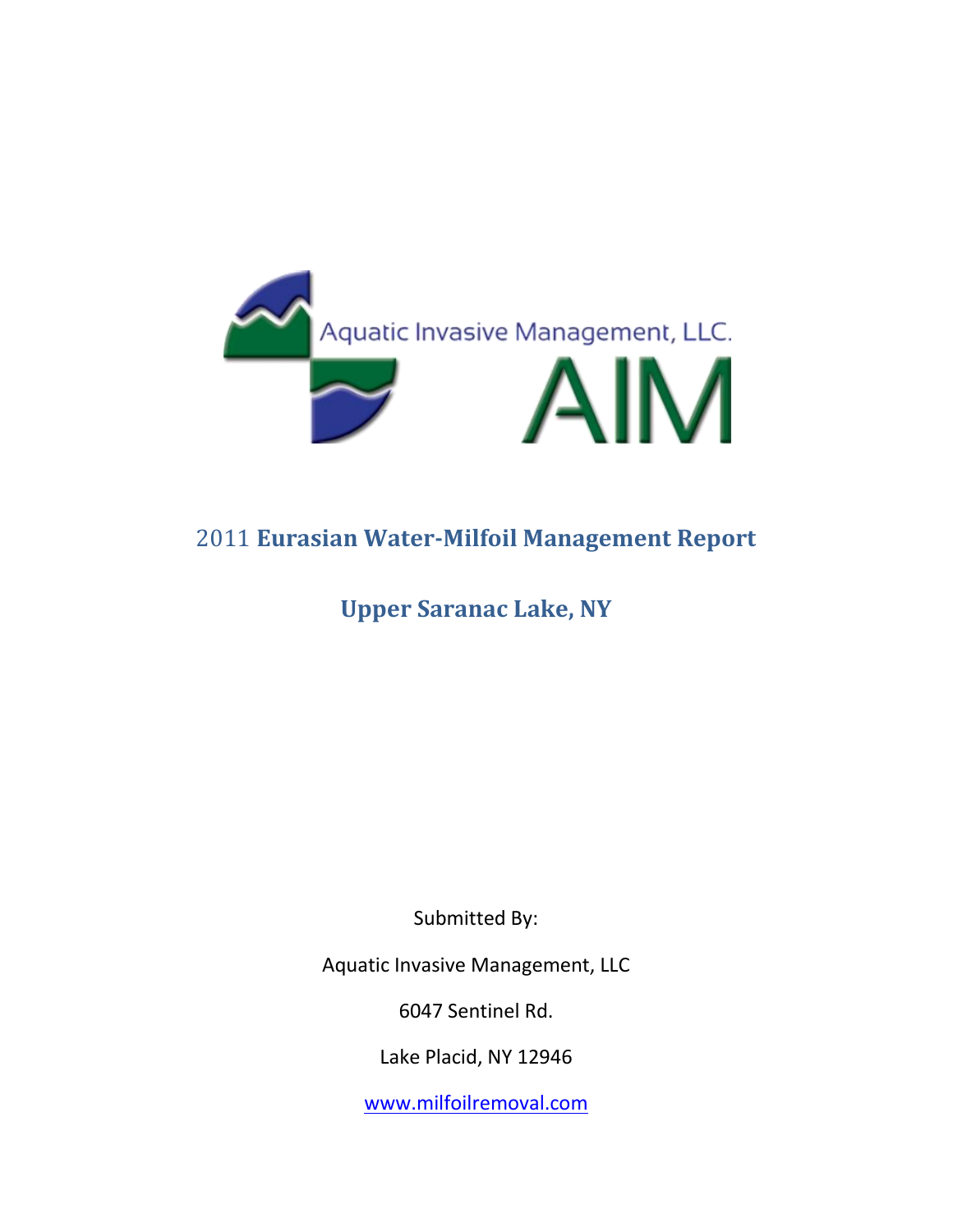Aquatic Invasive Management, LLC.

AIM

# 2011 **Eurasian Water-Milfoil Management Report**

## Upper Saranac Lake, NY

Submitted By:

Aquatic Invasive Management, LLC

6047 Sentinel Rd.

Lake Placid, NY 12946

www.milfoilremoval.com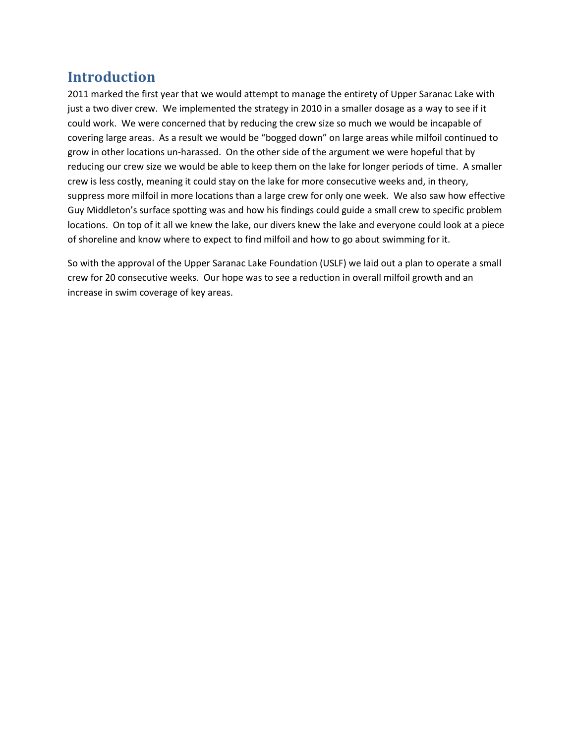## Introduction

2011 marked the first year that we would attempt to manage the entirety of Upper Saranac Lake with just a two diver crew. We implemented the strategy in 2010 in a smaller dosage as a way to see if it could work. We were concerned that by reducing the crew size so much we would be incapable of covering large areas. As a result we would be "bogged down" on large areas while milfoil continued to grow in other locations un-harassed. On the other side of the argument we were hopeful that by reducing our crew size we would be able to keep them on the lake for longer periods of time. A smaller crew is less costly, meaning it could stay on the lake for more consecutive weeks and, in theory, suppress more milfoil in more locations than a large crew for only one week. We also saw how effective Guy Middleton's surface spotting was and how his findings could guide a small crew to specific problem locations. On top of it all we knew the lake, our divers knew the lake and everyone could look at a piece of shoreline and know where to expect to find milfoil and how to go about swimming for it.

So with the approval of the Upper Saranac Lake Foundation (USLF) we laid out a plan to operate a small crew for 20 consecutive weeks. Our hope was to see a reduction in overall milfoil growth and an increase in swim coverage of key areas.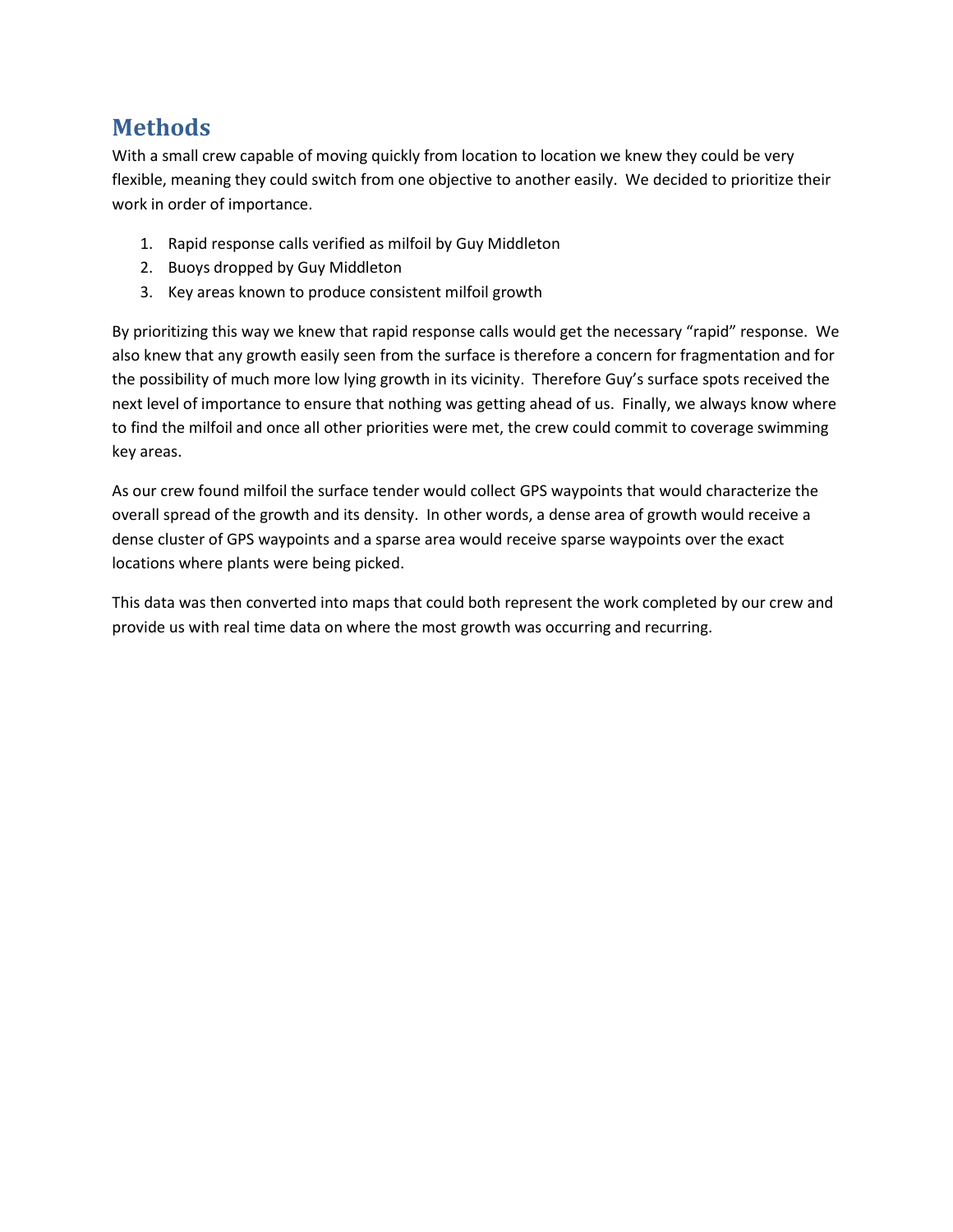## Methods

With a small crew capable of moving quickly from location to location we knew they could be very flexible, meaning they could switch from one objective to another easily. We decided to prioritize their work in order of importance.

1. Rapid response calls verified as milfoil by Guy Middleton
2. Buoys dropped by Guy Middleton
3. Key areas known to produce consistent milfoil growth

By prioritizing this way we knew that rapid response calls would get the necessary "rapid" response. We also knew that any growth easily seen from the surface is therefore a concern for fragmentation and for the possibility of much more low lying growth in its vicinity. Therefore Guy's surface spots received the next level of importance to ensure that nothing was getting ahead of us. Finally, we always know where to find the milfoil and once all other priorities were met, the crew could commit to coverage swimming key areas.

As our crew found milfoil the surface tender would collect GPS waypoints that would characterize the overall spread of the growth and its density. In other words, a dense area of growth would receive a dense cluster of GPS waypoints and a sparse area would receive sparse waypoints over the exact locations where plants were being picked.

This data was then converted into maps that could both represent the work completed by our crew and provide us with real time data on where the most growth was occurring and recurring.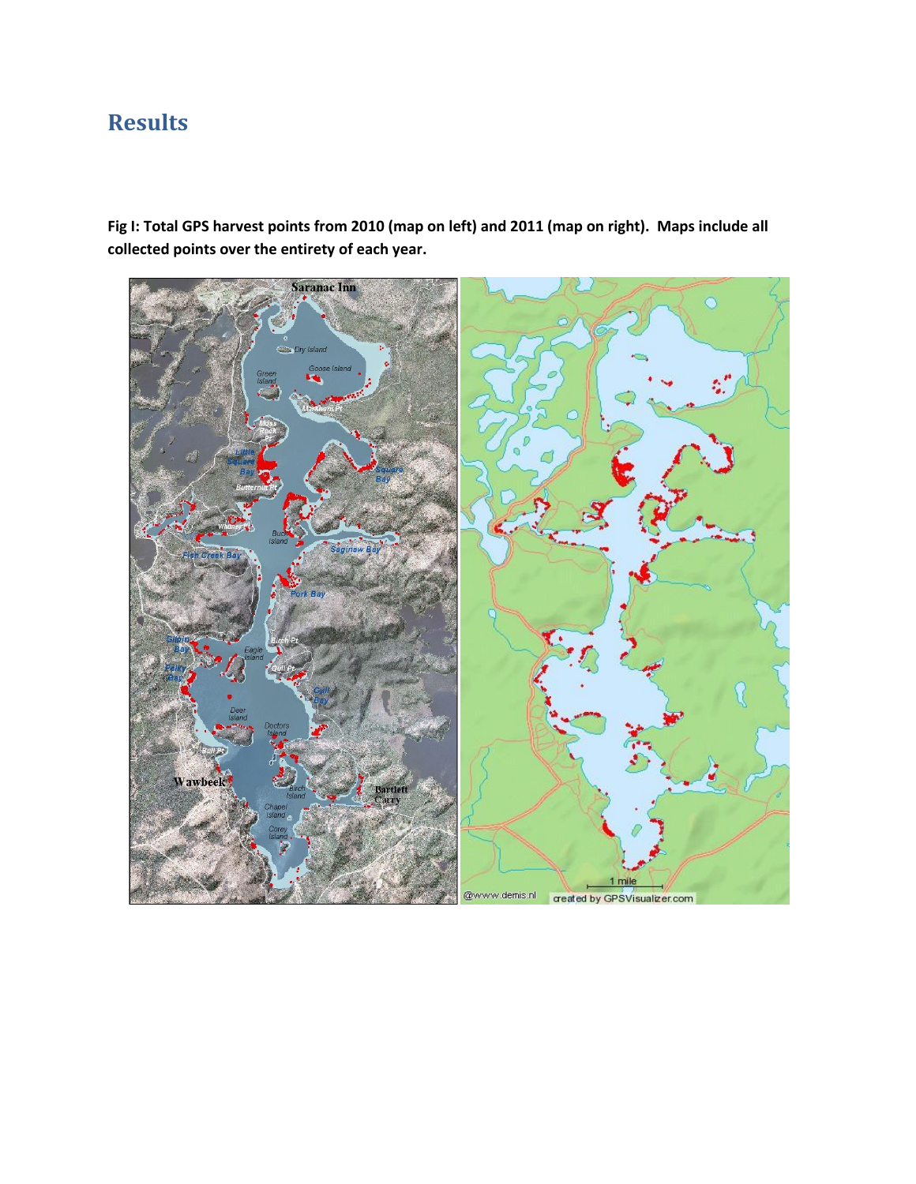# Results

**Fig I: Total GPS harvest points from 2010 (map on left) and 2011 (map on right). Maps include all collected points over the entirety of each year.**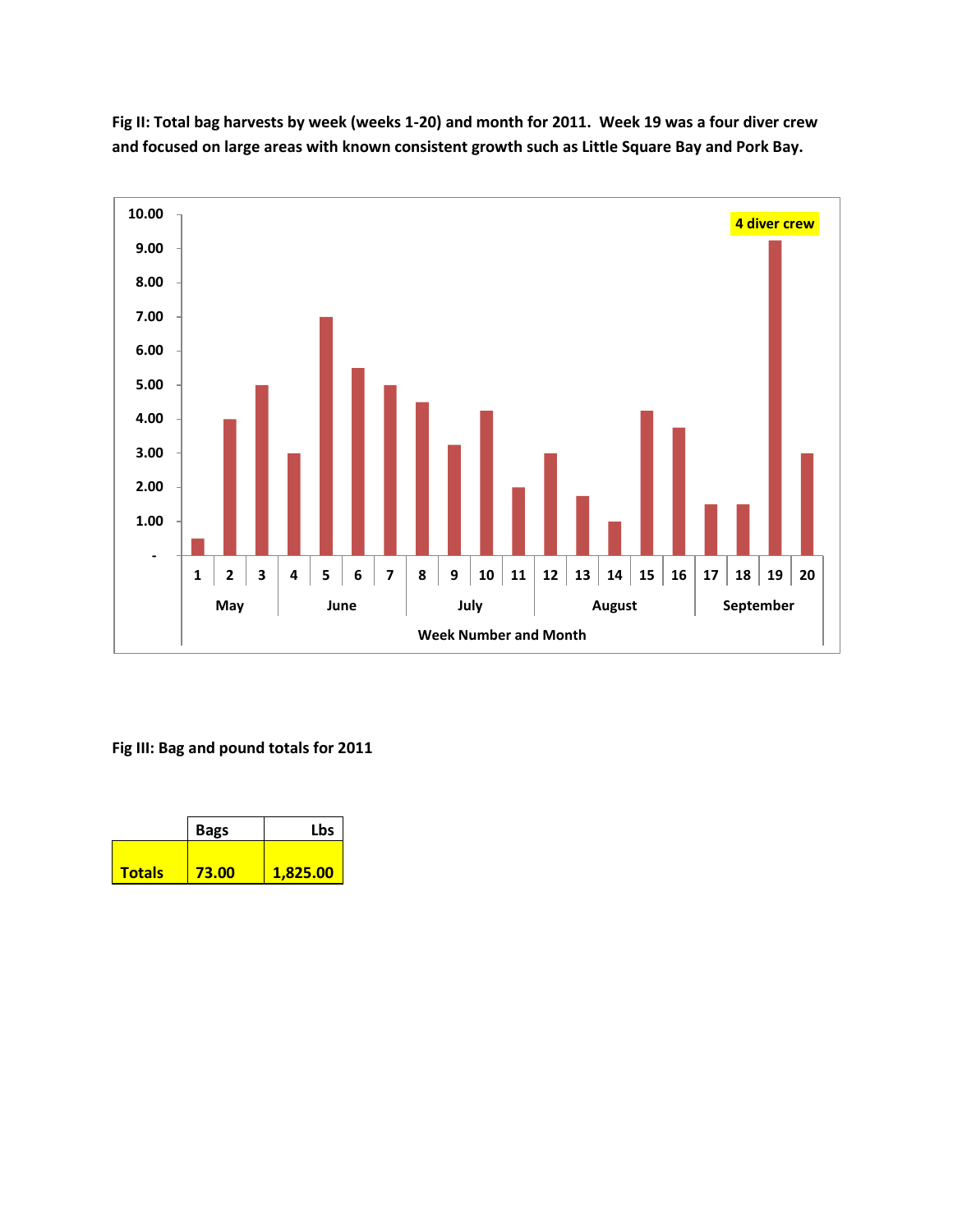**Fig II: Total bag harvests by week (weeks 1-20) and month for 2011. Week 19 was a four diver crew and focused on large areas with known consistent growth such as Little Square Bay and Pork Bay.**

**Fig III: Bag and pound totals for 2011**

| | Bags | Lbs |
|---|---|---|
| **Totals** | **73.00** | **1,825.00** |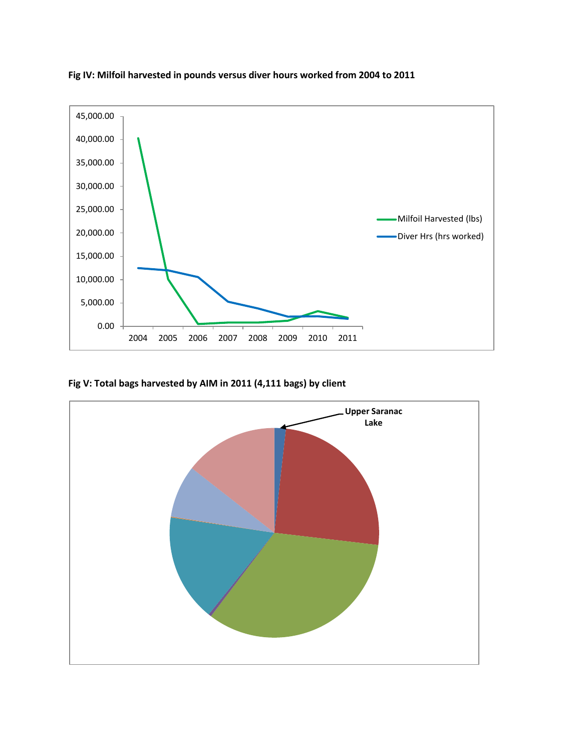**Fig IV: Milfoil harvested in pounds versus diver hours worked from 2004 to 2011**

**Fig V: Total bags harvested by AIM in 2011 (4,111 bags) by client**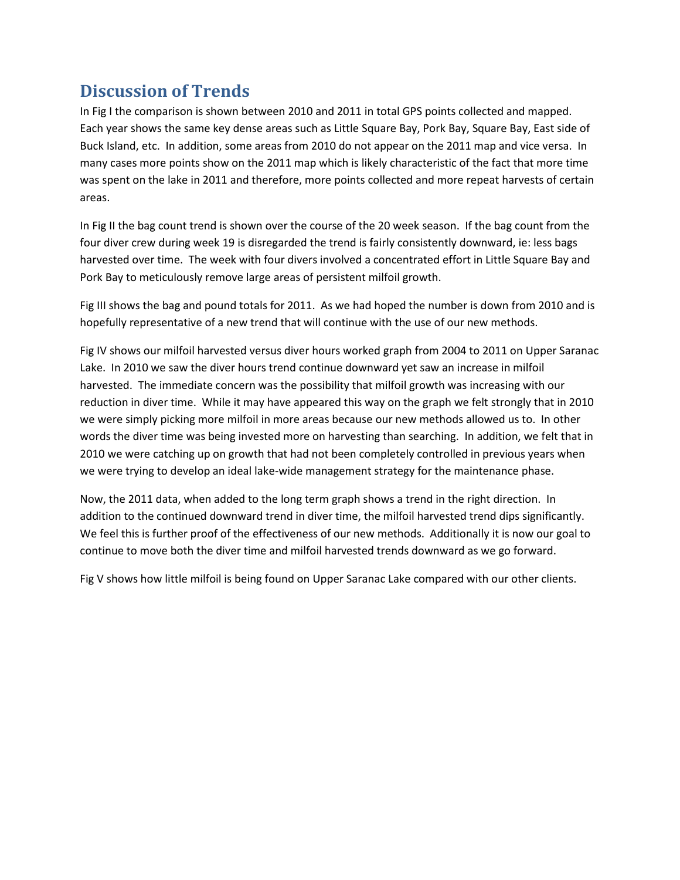## Discussion of Trends

In Fig I the comparison is shown between 2010 and 2011 in total GPS points collected and mapped. Each year shows the same key dense areas such as Little Square Bay, Pork Bay, Square Bay, East side of Buck Island, etc. In addition, some areas from 2010 do not appear on the 2011 map and vice versa. In many cases more points show on the 2011 map which is likely characteristic of the fact that more time was spent on the lake in 2011 and therefore, more points collected and more repeat harvests of certain areas.

In Fig II the bag count trend is shown over the course of the 20 week season. If the bag count from the four diver crew during week 19 is disregarded the trend is fairly consistently downward, ie: less bags harvested over time. The week with four divers involved a concentrated effort in Little Square Bay and Pork Bay to meticulously remove large areas of persistent milfoil growth.

Fig III shows the bag and pound totals for 2011. As we had hoped the number is down from 2010 and is hopefully representative of a new trend that will continue with the use of our new methods.

Fig IV shows our milfoil harvested versus diver hours worked graph from 2004 to 2011 on Upper Saranac Lake. In 2010 we saw the diver hours trend continue downward yet saw an increase in milfoil harvested. The immediate concern was the possibility that milfoil growth was increasing with our reduction in diver time. While it may have appeared this way on the graph we felt strongly that in 2010 we were simply picking more milfoil in more areas because our new methods allowed us to. In other words the diver time was being invested more on harvesting than searching. In addition, we felt that in 2010 we were catching up on growth that had not been completely controlled in previous years when we were trying to develop an ideal lake-wide management strategy for the maintenance phase.

Now, the 2011 data, when added to the long term graph shows a trend in the right direction. In addition to the continued downward trend in diver time, the milfoil harvested trend dips significantly. We feel this is further proof of the effectiveness of our new methods. Additionally it is now our goal to continue to move both the diver time and milfoil harvested trends downward as we go forward.

Fig V shows how little milfoil is being found on Upper Saranac Lake compared with our other clients.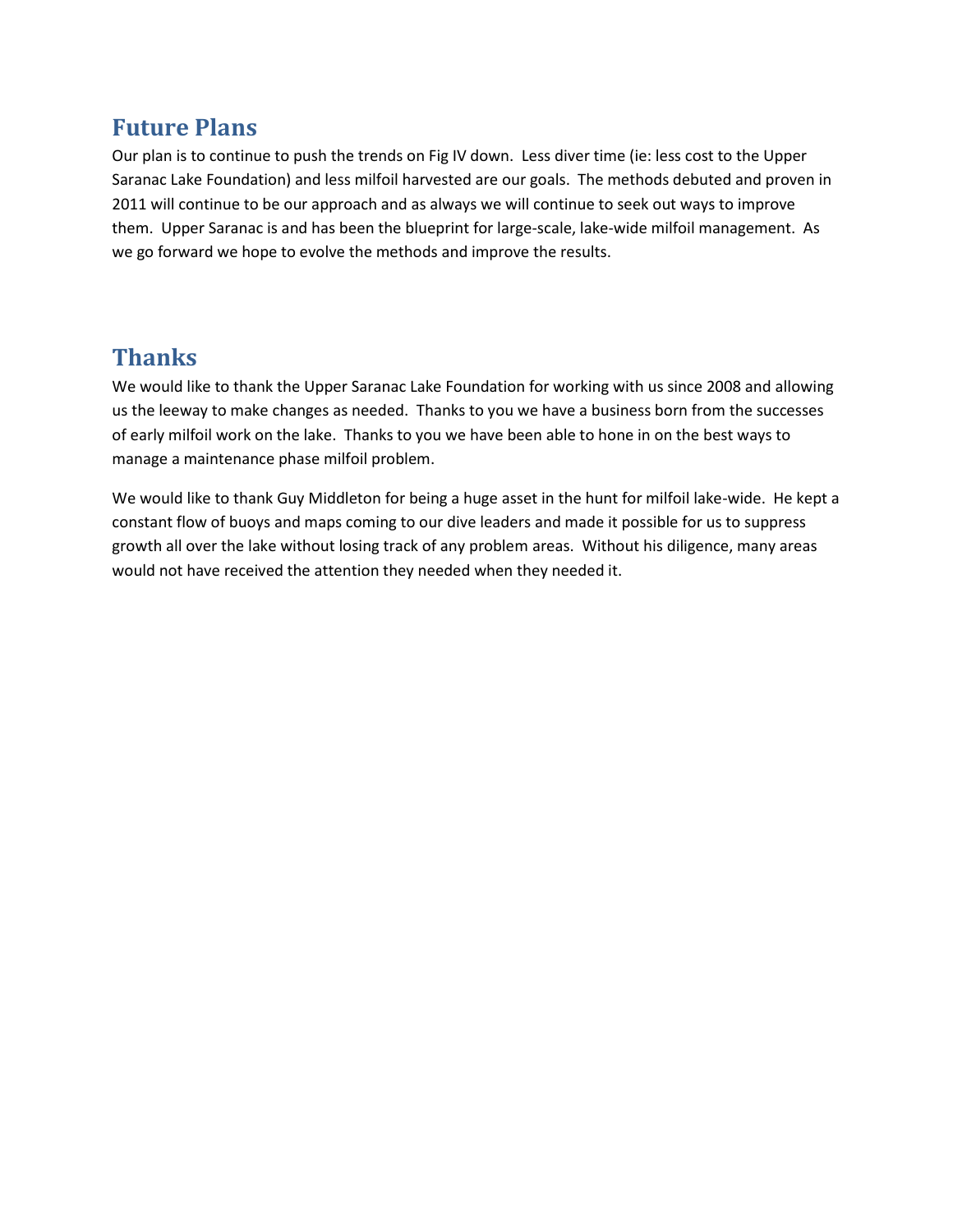## Future Plans

Our plan is to continue to push the trends on Fig IV down. Less diver time (ie: less cost to the Upper Saranac Lake Foundation) and less milfoil harvested are our goals. The methods debuted and proven in 2011 will continue to be our approach and as always we will continue to seek out ways to improve them. Upper Saranac is and has been the blueprint for large-scale, lake-wide milfoil management. As we go forward we hope to evolve the methods and improve the results.

## Thanks

We would like to thank the Upper Saranac Lake Foundation for working with us since 2008 and allowing us the leeway to make changes as needed. Thanks to you we have a business born from the successes of early milfoil work on the lake. Thanks to you we have been able to hone in on the best ways to manage a maintenance phase milfoil problem.

We would like to thank Guy Middleton for being a huge asset in the hunt for milfoil lake-wide. He kept a constant flow of buoys and maps coming to our dive leaders and made it possible for us to suppress growth all over the lake without losing track of any problem areas. Without his diligence, many areas would not have received the attention they needed when they needed it.